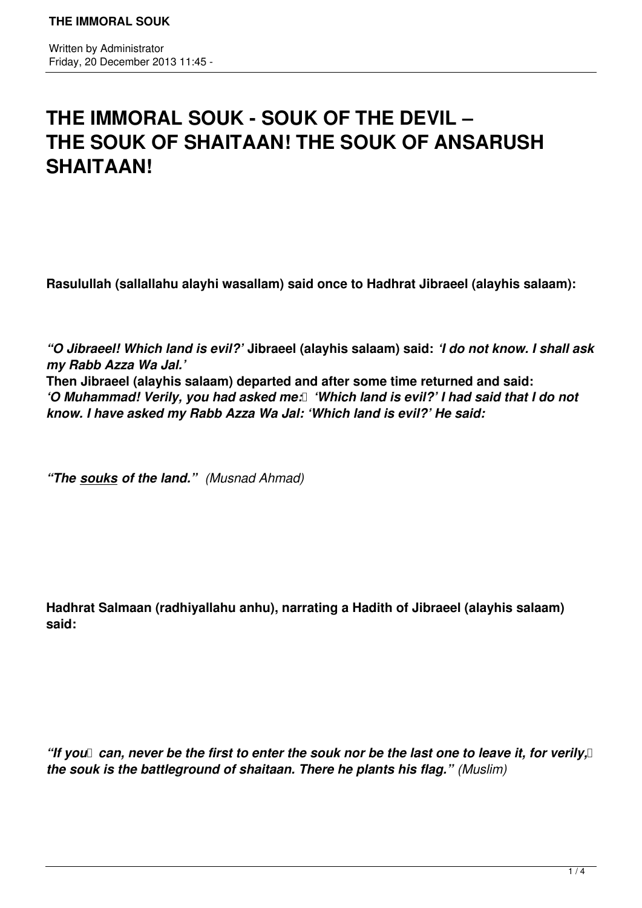# THE IMMORAL SOUK - SOUK OF THE DEVIL – THE SOUK OF SHAITAAN! THE SOUK OF ANSARUSH SHAITAAN!

**Rasulullah (sallallahu alayhi wasallam) said once to Hadhrat Jibraeel (alayhis salaam):**

***"O Jibraeel! Which land is evil?'*** **Jibraeel (alayhis salaam) said:** ***'I do not know. I shall ask my Rabb Azza Wa Jal.'***
**Then Jibraeel (alayhis salaam) departed and after some time returned and said:**
***'O Muhammad! Verily, you had asked me: 'Which land is evil?' I had said that I do not know. I have asked my Rabb Azza Wa Jal: 'Which land is evil?' He said:***

***"The <u>souks</u> of the land."*** *(Musnad Ahmad)*

**Hadhrat Salmaan (radhiyallahu anhu), narrating a Hadith of Jibraeel (alayhis salaam) said:**

***"If you can, never be the first to enter the souk nor be the last one to leave it, for verily, the souk is the battleground of shaitaan. There he plants his flag."*** *(Muslim)*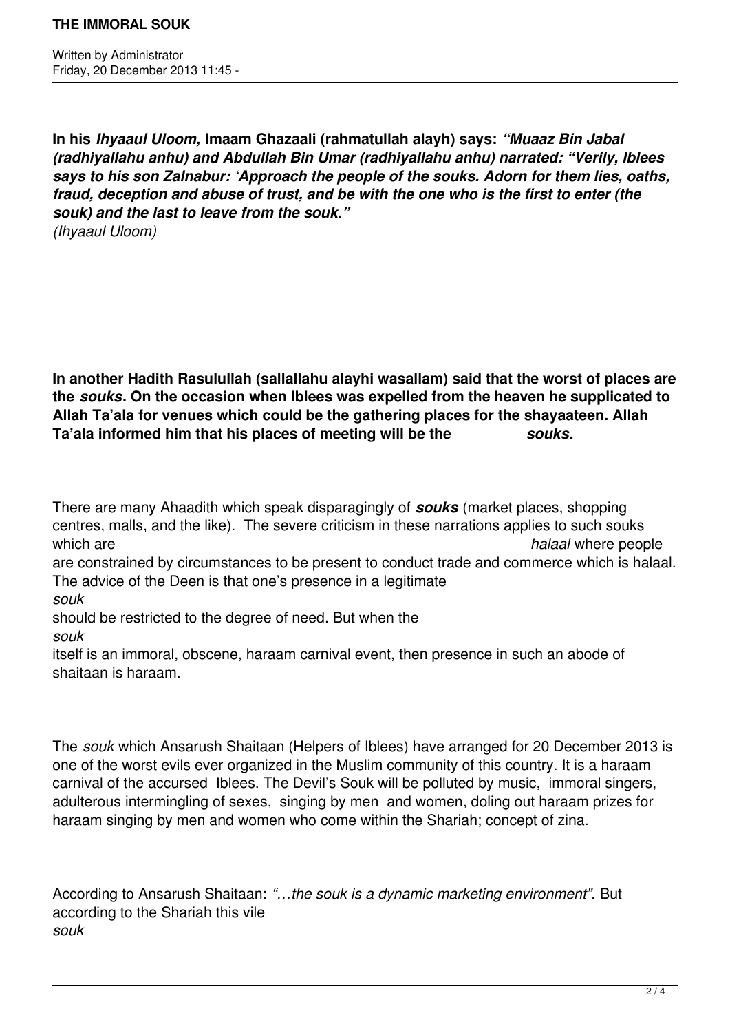**In his *Ihyaaul Uloom,* Imaam Ghazaali (rahmatullah alayh) says: *"Muaaz Bin Jabal (radhiyallahu anhu) and Abdullah Bin Umar (radhiyallahu anhu) narrated: "Verily, Iblees says to his son Zalnabur: 'Approach the people of the souks. Adorn for them lies, oaths, fraud, deception and abuse of trust, and be with the one who is the first to enter (the souk) and the last to leave from the souk."***
*(Ihyaaul Uloom)*

**In another Hadith Rasulullah (sallallahu alayhi wasallam) said that the worst of places are the *souks*. On the occasion when Iblees was expelled from the heaven he supplicated to Allah Ta'ala for venues which could be the gathering places for the shayaateen. Allah Ta'ala informed him that his places of meeting will be the *souks*.**

There are many Ahaadith which speak disparagingly of ***souks*** (market places, shopping centres, malls, and the like). The severe criticism in these narrations applies to such souks which are *halaal* where people are constrained by circumstances to be present to conduct trade and commerce which is halaal. The advice of the Deen is that one's presence in a legitimate *souk* should be restricted to the degree of need. But when the *souk* itself is an immoral, obscene, haraam carnival event, then presence in such an abode of shaitaan is haraam.

The *souk* which Ansarush Shaitaan (Helpers of Iblees) have arranged for 20 December 2013 is one of the worst evils ever organized in the Muslim community of this country. It is a haraam carnival of the accursed Iblees. The Devil's Souk will be polluted by music, immoral singers, adulterous intermingling of sexes, singing by men and women, doling out haraam prizes for haraam singing by men and women who come within the Shariah; concept of zina.

According to Ansarush Shaitaan: *"…the souk is a dynamic marketing environment".* But according to the Shariah this vile *souk*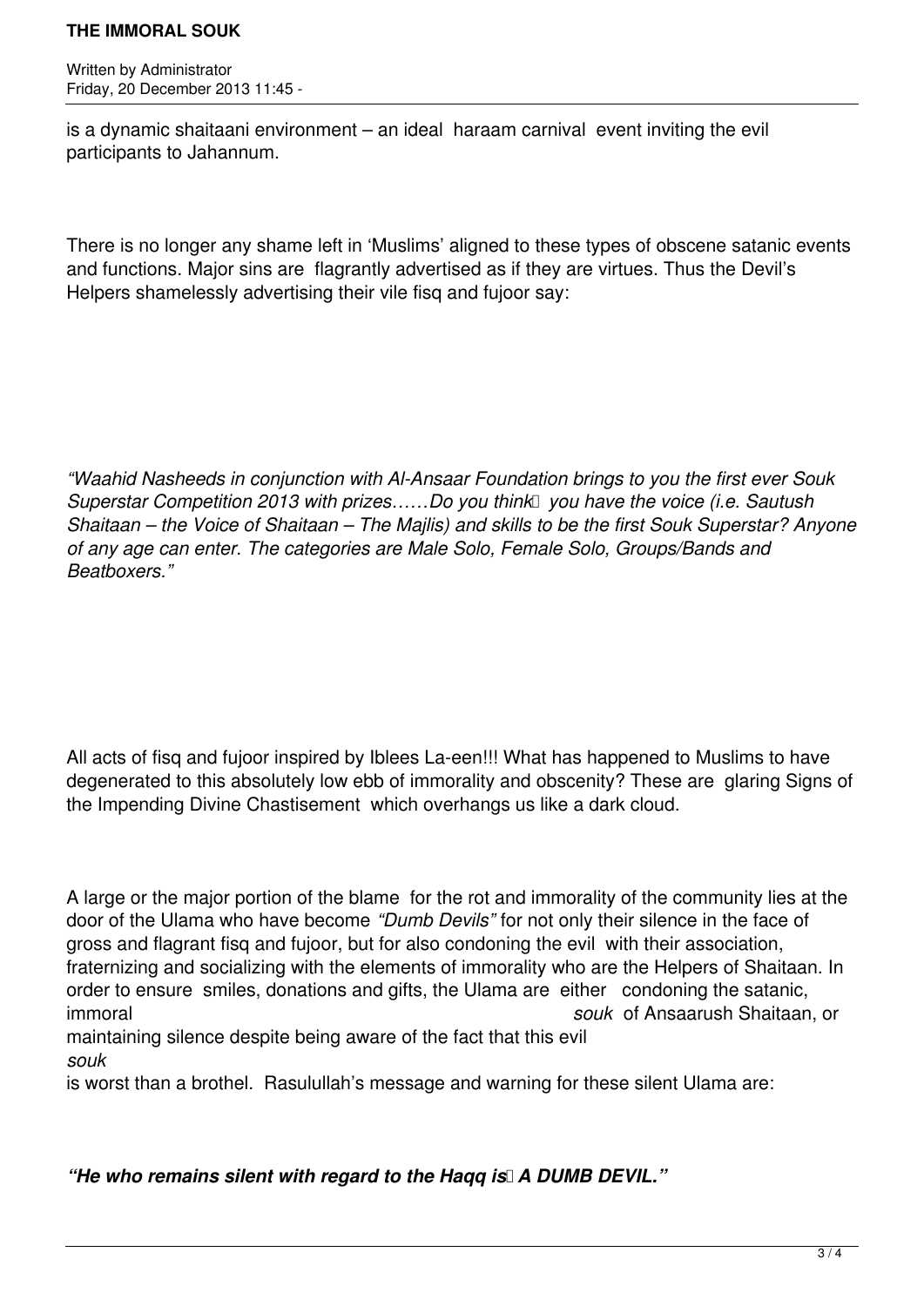is a dynamic shaitaani environment – an ideal haraam carnival event inviting the evil participants to Jahannum.

There is no longer any shame left in 'Muslims' aligned to these types of obscene satanic events and functions. Major sins are flagrantly advertised as if they are virtues. Thus the Devil's Helpers shamelessly advertising their vile fisq and fujoor say:

*"Waahid Nasheeds in conjunction with Al-Ansaar Foundation brings to you the first ever Souk Superstar Competition 2013 with prizes……Do you think you have the voice (i.e. Sautush Shaitaan – the Voice of Shaitaan – The Majlis) and skills to be the first Souk Superstar? Anyone of any age can enter. The categories are Male Solo, Female Solo, Groups/Bands and Beatboxers."*

All acts of fisq and fujoor inspired by Iblees La-een!!! What has happened to Muslims to have degenerated to this absolutely low ebb of immorality and obscenity? These are glaring Signs of the Impending Divine Chastisement which overhangs us like a dark cloud.

A large or the major portion of the blame for the rot and immorality of the community lies at the door of the Ulama who have become *"Dumb Devils"* for not only their silence in the face of gross and flagrant fisq and fujoor, but for also condoning the evil with their association, fraternizing and socializing with the elements of immorality who are the Helpers of Shaitaan. In order to ensure smiles, donations and gifts, the Ulama are either condoning the satanic, immoral *souk* of Ansaarush Shaitaan, or maintaining silence despite being aware of the fact that this evil *souk* is worst than a brothel. Rasulullah's message and warning for these silent Ulama are:

***"He who remains silent with regard to the Haqq is A DUMB DEVIL."***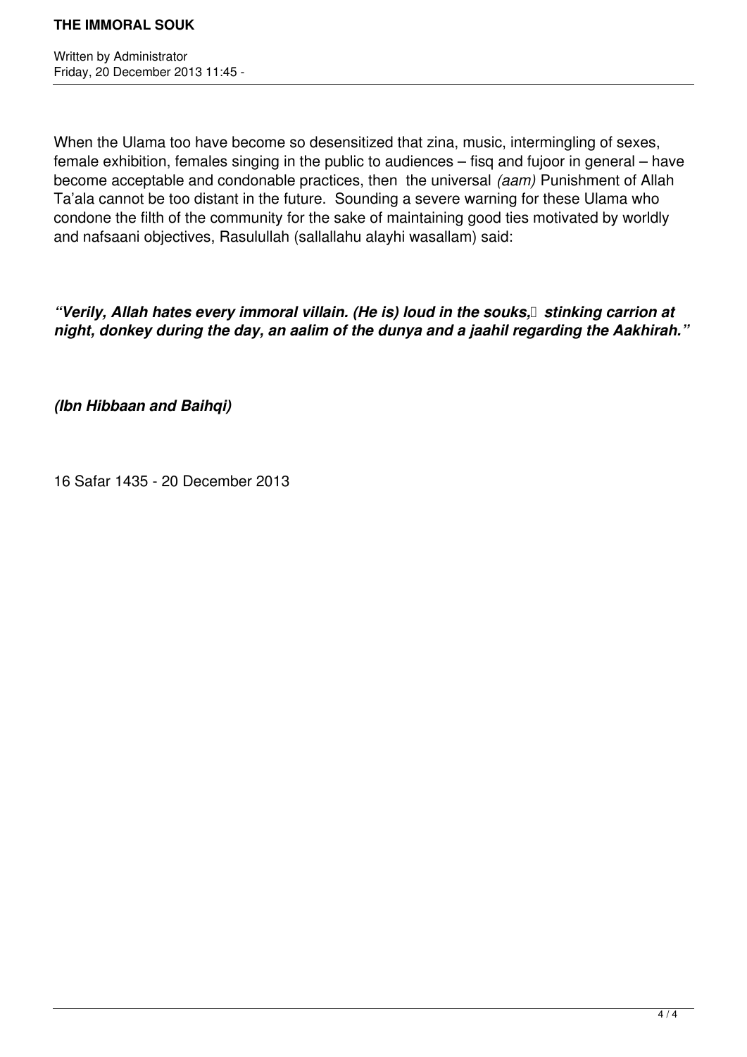When the Ulama too have become so desensitized that zina, music, intermingling of sexes, female exhibition, females singing in the public to audiences – fisq and fujoor in general – have become acceptable and condonable practices, then the universal *(aam)* Punishment of Allah Ta'ala cannot be too distant in the future. Sounding a severe warning for these Ulama who condone the filth of the community for the sake of maintaining good ties motivated by worldly and nafsaani objectives, Rasulullah (sallallahu alayhi wasallam) said:

***"Verily, Allah hates every immoral villain. (He is) loud in the souks, stinking carrion at night, donkey during the day, an aalim of the dunya and a jaahil regarding the Aakhirah."***

***(Ibn Hibbaan and Baihqi)***

16 Safar 1435 - 20 December 2013